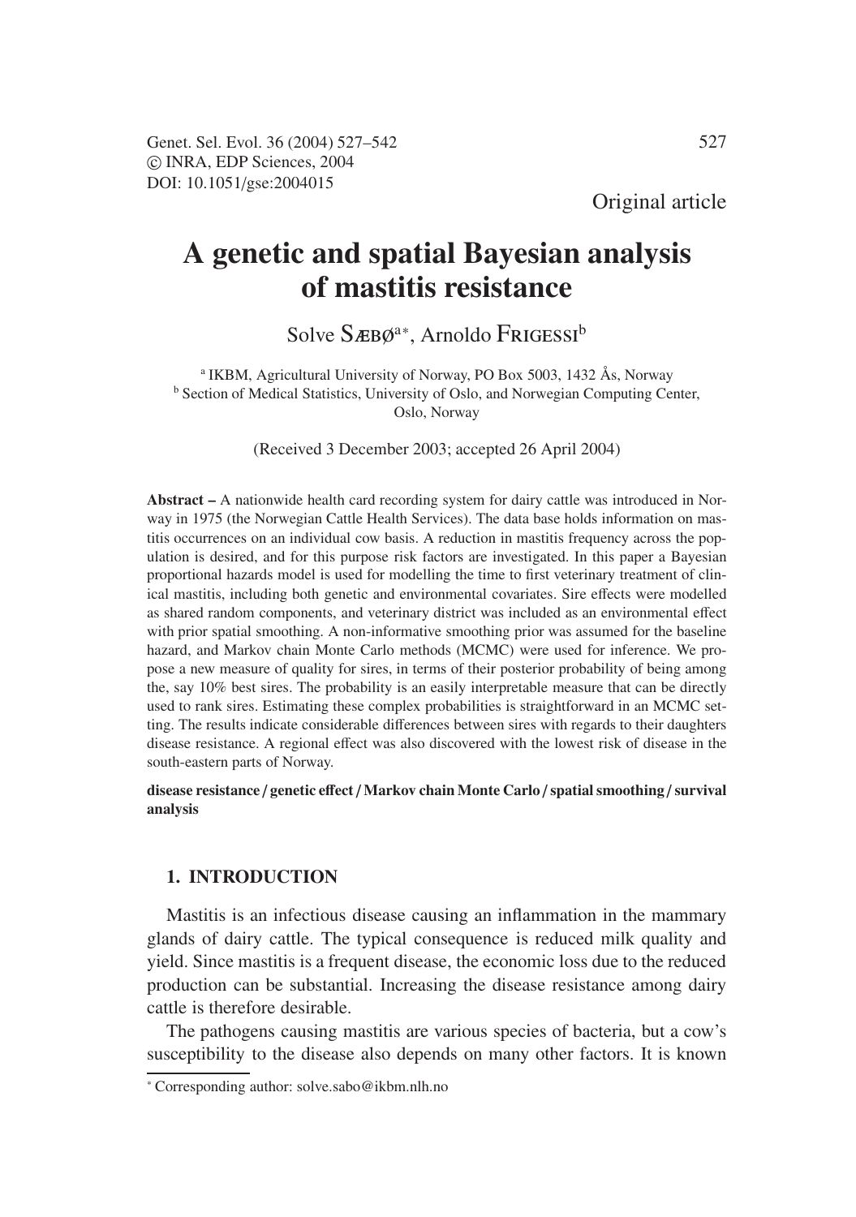Original article

# A genetic and spatial Bayesian analysis of mastitis resistance

Solve Sæbø[a*], Arnoldo Frigessi[b]

[a] IKBM, Agricultural University of Norway, PO Box 5003, 1432 Ås, Norway
[b] Section of Medical Statistics, University of Oslo, and Norwegian Computing Center, Oslo, Norway

(Received 3 December 2003; accepted 26 April 2004)

**Abstract –** A nationwide health card recording system for dairy cattle was introduced in Norway in 1975 (the Norwegian Cattle Health Services). The data base holds information on mastitis occurrences on an individual cow basis. A reduction in mastitis frequency across the population is desired, and for this purpose risk factors are investigated. In this paper a Bayesian proportional hazards model is used for modelling the time to first veterinary treatment of clinical mastitis, including both genetic and environmental covariates. Sire effects were modelled as shared random components, and veterinary district was included as an environmental effect with prior spatial smoothing. A non-informative smoothing prior was assumed for the baseline hazard, and Markov chain Monte Carlo methods (MCMC) were used for inference. We propose a new measure of quality for sires, in terms of their posterior probability of being among the, say 10% best sires. The probability is an easily interpretable measure that can be directly used to rank sires. Estimating these complex probabilities is straightforward in an MCMC setting. The results indicate considerable differences between sires with regards to their daughters disease resistance. A regional effect was also discovered with the lowest risk of disease in the south-eastern parts of Norway.

**disease resistance / genetic effect / Markov chain Monte Carlo / spatial smoothing / survival analysis**

## 1. INTRODUCTION

Mastitis is an infectious disease causing an inflammation in the mammary glands of dairy cattle. The typical consequence is reduced milk quality and yield. Since mastitis is a frequent disease, the economic loss due to the reduced production can be substantial. Increasing the disease resistance among dairy cattle is therefore desirable.

The pathogens causing mastitis are various species of bacteria, but a cow's susceptibility to the disease also depends on many other factors. It is known

* Corresponding author: solve.sabo@ikbm.nlh.no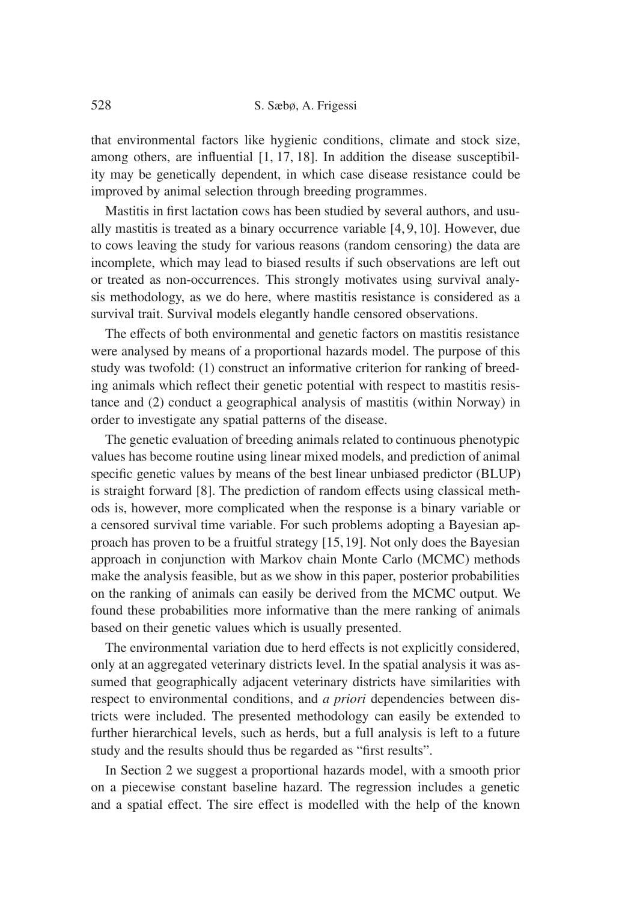that environmental factors like hygienic conditions, climate and stock size, among others, are influential [1, 17, 18]. In addition the disease susceptibility may be genetically dependent, in which case disease resistance could be improved by animal selection through breeding programmes.

Mastitis in first lactation cows has been studied by several authors, and usually mastitis is treated as a binary occurrence variable [4, 9, 10]. However, due to cows leaving the study for various reasons (random censoring) the data are incomplete, which may lead to biased results if such observations are left out or treated as non-occurrences. This strongly motivates using survival analysis methodology, as we do here, where mastitis resistance is considered as a survival trait. Survival models elegantly handle censored observations.

The effects of both environmental and genetic factors on mastitis resistance were analysed by means of a proportional hazards model. The purpose of this study was twofold: (1) construct an informative criterion for ranking of breeding animals which reflect their genetic potential with respect to mastitis resistance and (2) conduct a geographical analysis of mastitis (within Norway) in order to investigate any spatial patterns of the disease.

The genetic evaluation of breeding animals related to continuous phenotypic values has become routine using linear mixed models, and prediction of animal specific genetic values by means of the best linear unbiased predictor (BLUP) is straight forward [8]. The prediction of random effects using classical methods is, however, more complicated when the response is a binary variable or a censored survival time variable. For such problems adopting a Bayesian approach has proven to be a fruitful strategy [15, 19]. Not only does the Bayesian approach in conjunction with Markov chain Monte Carlo (MCMC) methods make the analysis feasible, but as we show in this paper, posterior probabilities on the ranking of animals can easily be derived from the MCMC output. We found these probabilities more informative than the mere ranking of animals based on their genetic values which is usually presented.

The environmental variation due to herd effects is not explicitly considered, only at an aggregated veterinary districts level. In the spatial analysis it was assumed that geographically adjacent veterinary districts have similarities with respect to environmental conditions, and *a priori* dependencies between districts were included. The presented methodology can easily be extended to further hierarchical levels, such as herds, but a full analysis is left to a future study and the results should thus be regarded as "first results".

In Section 2 we suggest a proportional hazards model, with a smooth prior on a piecewise constant baseline hazard. The regression includes a genetic and a spatial effect. The sire effect is modelled with the help of the known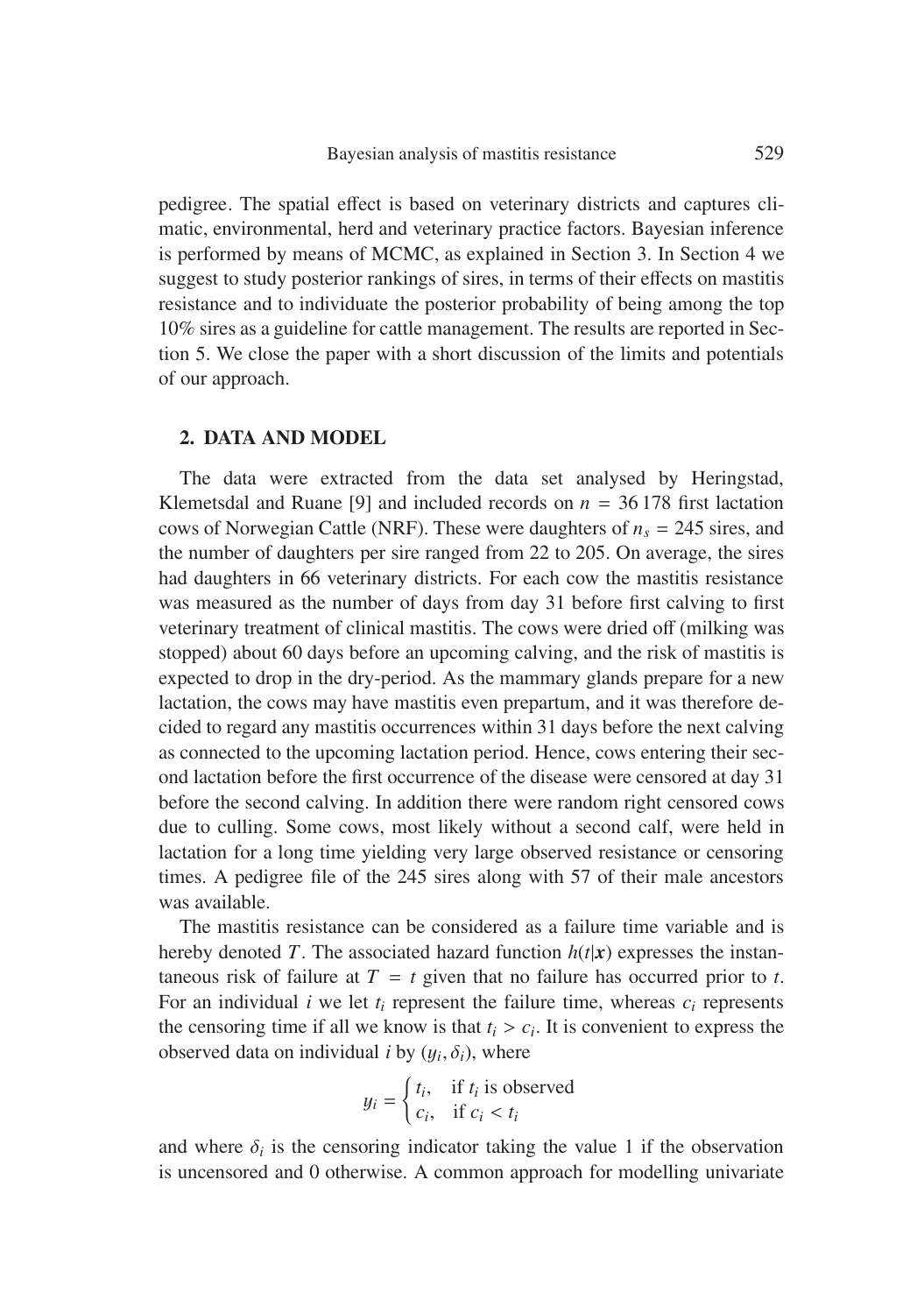pedigree. The spatial effect is based on veterinary districts and captures climatic, environmental, herd and veterinary practice factors. Bayesian inference is performed by means of MCMC, as explained in Section 3. In Section 4 we suggest to study posterior rankings of sires, in terms of their effects on mastitis resistance and to individuate the posterior probability of being among the top 10% sires as a guideline for cattle management. The results are reported in Section 5. We close the paper with a short discussion of the limits and potentials of our approach.

## 2. DATA AND MODEL

The data were extracted from the data set analysed by Heringstad, Klemetsdal and Ruane [9] and included records on $n = 36\,178$ first lactation cows of Norwegian Cattle (NRF). These were daughters of $n_s = 245$ sires, and the number of daughters per sire ranged from 22 to 205. On average, the sires had daughters in 66 veterinary districts. For each cow the mastitis resistance was measured as the number of days from day 31 before first calving to first veterinary treatment of clinical mastitis. The cows were dried off (milking was stopped) about 60 days before an upcoming calving, and the risk of mastitis is expected to drop in the dry-period. As the mammary glands prepare for a new lactation, the cows may have mastitis even prepartum, and it was therefore decided to regard any mastitis occurrences within 31 days before the next calving as connected to the upcoming lactation period. Hence, cows entering their second lactation before the first occurrence of the disease were censored at day 31 before the second calving. In addition there were random right censored cows due to culling. Some cows, most likely without a second calf, were held in lactation for a long time yielding very large observed resistance or censoring times. A pedigree file of the 245 sires along with 57 of their male ancestors was available.

The mastitis resistance can be considered as a failure time variable and is hereby denoted $T$. The associated hazard function $h(t|\boldsymbol{x})$ expresses the instantaneous risk of failure at $T = t$ given that no failure has occurred prior to $t$. For an individual $i$ we let $t_i$ represent the failure time, whereas $c_i$ represents the censoring time if all we know is that $t_i > c_i$. It is convenient to express the observed data on individual $i$ by $(y_i, \delta_i)$, where

$$y_i = \begin{cases} t_i, & \text{if } t_i \text{ is observed} \\ c_i, & \text{if } c_i < t_i \end{cases}$$

and where $\delta_i$ is the censoring indicator taking the value 1 if the observation is uncensored and 0 otherwise. A common approach for modelling univariate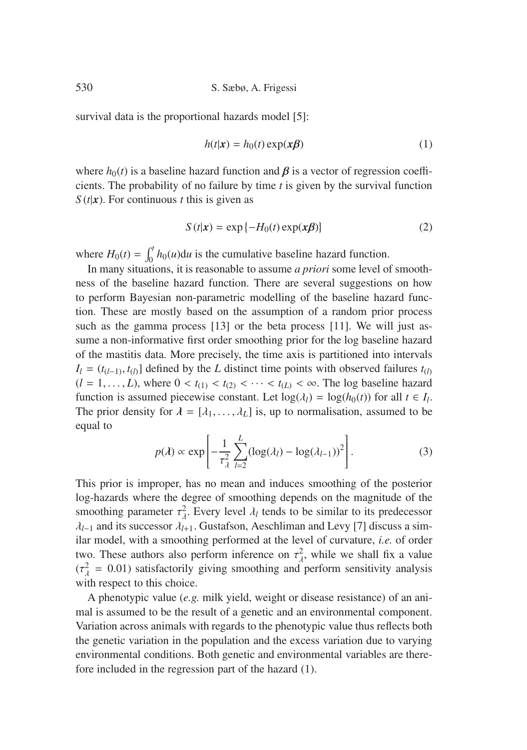survival data is the proportional hazards model [5]:

$$h(t|\boldsymbol{x}) = h_0(t)\exp(\boldsymbol{x\beta}) \tag{1}$$

where $h_0(t)$ is a baseline hazard function and $\boldsymbol{\beta}$ is a vector of regression coefficients. The probability of no failure by time $t$ is given by the survival function $S(t|\boldsymbol{x})$. For continuous $t$ this is given as

$$S(t|\boldsymbol{x}) = \exp\{-H_0(t)\exp(\boldsymbol{x\beta})\} \tag{2}$$

where $H_0(t) = \int_0^t h_0(u)\mathrm{d}u$ is the cumulative baseline hazard function.

In many situations, it is reasonable to assume *a priori* some level of smoothness of the baseline hazard function. There are several suggestions on how to perform Bayesian non-parametric modelling of the baseline hazard function. These are mostly based on the assumption of a random prior process such as the gamma process [13] or the beta process [11]. We will just assume a non-informative first order smoothing prior for the log baseline hazard of the mastitis data. More precisely, the time axis is partitioned into intervals $I_l = (t_{(l-1)}, t_{(l)}]$ defined by the $L$ distinct time points with observed failures $t_{(l)}$ $(l = 1, \ldots, L)$, where $0 < t_{(1)} < t_{(2)} < \cdots < t_{(L)} < \infty$. The log baseline hazard function is assumed piecewise constant. Let $\log(\lambda_l) = \log(h_0(t))$ for all $t \in I_l$. The prior density for $\boldsymbol{\lambda} = [\lambda_1, \ldots, \lambda_L]$ is, up to normalisation, assumed to be equal to

$$p(\boldsymbol{\lambda}) \propto \exp\left[-\frac{1}{\tau_\lambda^2}\sum_{l=2}^{L}(\log(\lambda_l) - \log(\lambda_{l-1}))^2\right]. \tag{3}$$

This prior is improper, has no mean and induces smoothing of the posterior log-hazards where the degree of smoothing depends on the magnitude of the smoothing parameter $\tau_\lambda^2$. Every level $\lambda_l$ tends to be similar to its predecessor $\lambda_{l-1}$ and its successor $\lambda_{l+1}$. Gustafson, Aeschliman and Levy [7] discuss a similar model, with a smoothing performed at the level of curvature, *i.e.* of order two. These authors also perform inference on $\tau_\lambda^2$, while we shall fix a value $(\tau_\lambda^2 = 0.01)$ satisfactorily giving smoothing and perform sensitivity analysis with respect to this choice.

A phenotypic value (*e.g.* milk yield, weight or disease resistance) of an animal is assumed to be the result of a genetic and an environmental component. Variation across animals with regards to the phenotypic value thus reflects both the genetic variation in the population and the excess variation due to varying environmental conditions. Both genetic and environmental variables are therefore included in the regression part of the hazard (1).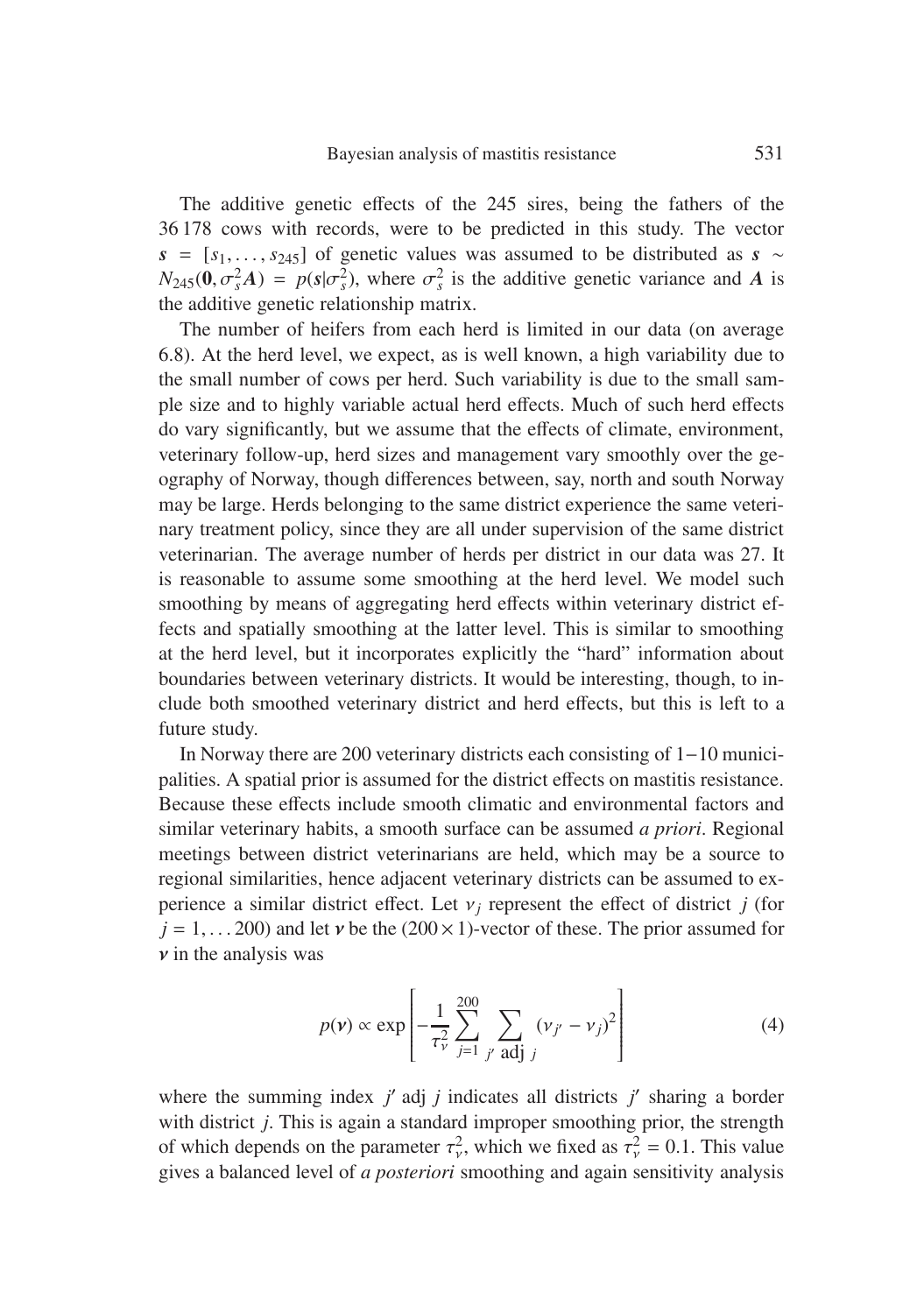The additive genetic effects of the 245 sires, being the fathers of the 36 178 cows with records, were to be predicted in this study. The vector $\boldsymbol{s} = [s_1, \ldots, s_{245}]$ of genetic values was assumed to be distributed as $\boldsymbol{s} \sim N_{245}(\boldsymbol{0}, \sigma_s^2 \boldsymbol{A}) = p(\boldsymbol{s}|\sigma_s^2)$, where $\sigma_s^2$ is the additive genetic variance and $\boldsymbol{A}$ is the additive genetic relationship matrix.

The number of heifers from each herd is limited in our data (on average 6.8). At the herd level, we expect, as is well known, a high variability due to the small number of cows per herd. Such variability is due to the small sample size and to highly variable actual herd effects. Much of such herd effects do vary significantly, but we assume that the effects of climate, environment, veterinary follow-up, herd sizes and management vary smoothly over the geography of Norway, though differences between, say, north and south Norway may be large. Herds belonging to the same district experience the same veterinary treatment policy, since they are all under supervision of the same district veterinarian. The average number of herds per district in our data was 27. It is reasonable to assume some smoothing at the herd level. We model such smoothing by means of aggregating herd effects within veterinary district effects and spatially smoothing at the latter level. This is similar to smoothing at the herd level, but it incorporates explicitly the "hard" information about boundaries between veterinary districts. It would be interesting, though, to include both smoothed veterinary district and herd effects, but this is left to a future study.

In Norway there are 200 veterinary districts each consisting of 1−10 municipalities. A spatial prior is assumed for the district effects on mastitis resistance. Because these effects include smooth climatic and environmental factors and similar veterinary habits, a smooth surface can be assumed *a priori*. Regional meetings between district veterinarians are held, which may be a source to regional similarities, hence adjacent veterinary districts can be assumed to experience a similar district effect. Let $\nu_j$ represent the effect of district $j$ (for $j = 1, \ldots 200$) and let $\boldsymbol{\nu}$ be the $(200 \times 1)$-vector of these. The prior assumed for $\boldsymbol{\nu}$ in the analysis was

$$p(\boldsymbol{\nu}) \propto \exp\left[-\frac{1}{\tau_\nu^2} \sum_{j=1}^{200} \sum_{j' \text{ adj } j} (\nu_{j'} - \nu_j)^2\right] \tag{4}$$

where the summing index $j'$ adj $j$ indicates all districts $j'$ sharing a border with district $j$. This is again a standard improper smoothing prior, the strength of which depends on the parameter $\tau_\nu^2$, which we fixed as $\tau_\nu^2 = 0.1$. This value gives a balanced level of *a posteriori* smoothing and again sensitivity analysis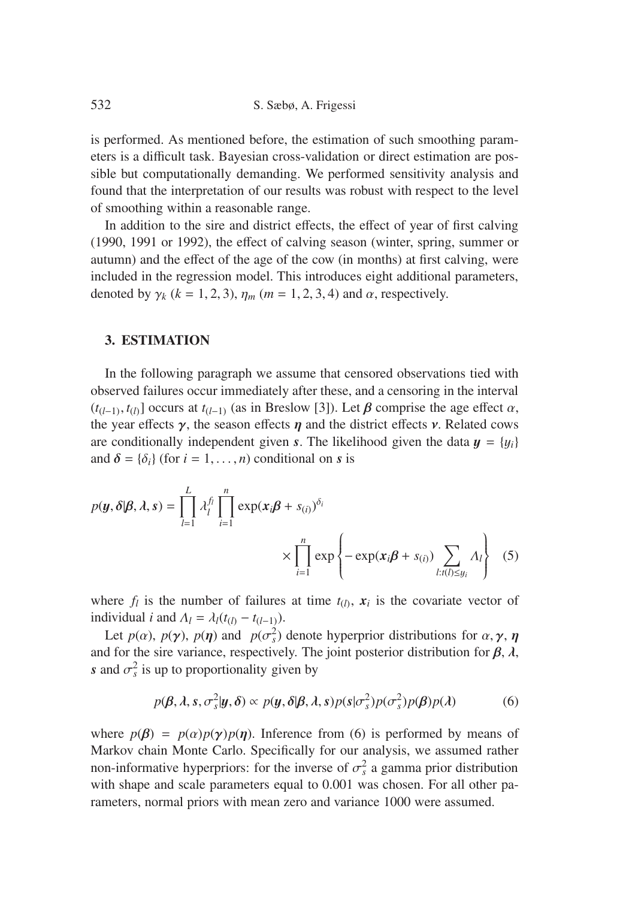is performed. As mentioned before, the estimation of such smoothing parameters is a difficult task. Bayesian cross-validation or direct estimation are possible but computationally demanding. We performed sensitivity analysis and found that the interpretation of our results was robust with respect to the level of smoothing within a reasonable range.

In addition to the sire and district effects, the effect of year of first calving (1990, 1991 or 1992), the effect of calving season (winter, spring, summer or autumn) and the effect of the age of the cow (in months) at first calving, were included in the regression model. This introduces eight additional parameters, denoted by $\gamma_k$ ($k = 1, 2, 3$), $\eta_m$ ($m = 1, 2, 3, 4$) and $\alpha$, respectively.

## 3. ESTIMATION

In the following paragraph we assume that censored observations tied with observed failures occur immediately after these, and a censoring in the interval $(t_{(l-1)}, t_{(l)}]$ occurs at $t_{(l-1)}$ (as in Breslow [3]). Let $\boldsymbol{\beta}$ comprise the age effect $\alpha$, the year effects $\boldsymbol{\gamma}$, the season effects $\boldsymbol{\eta}$ and the district effects $\boldsymbol{\nu}$. Related cows are conditionally independent given $\boldsymbol{s}$. The likelihood given the data $\boldsymbol{y} = \{y_i\}$ and $\boldsymbol{\delta} = \{\delta_i\}$ (for $i = 1, \ldots, n$) conditional on $\boldsymbol{s}$ is

$$p(\boldsymbol{y}, \boldsymbol{\delta}|\boldsymbol{\beta}, \boldsymbol{\lambda}, \boldsymbol{s}) = \prod_{l=1}^{L} \lambda_l^{f_l} \prod_{i=1}^{n} \exp(\boldsymbol{x}_i\boldsymbol{\beta} + s_{(i)})^{\delta_i} \times \prod_{i=1}^{n} \exp\left\{-\exp(\boldsymbol{x}_i\boldsymbol{\beta} + s_{(i)}) \sum_{l:t(l)\leq y_i} \Lambda_l\right\} \quad (5)$$

where $f_l$ is the number of failures at time $t_{(l)}$, $\boldsymbol{x}_i$ is the covariate vector of individual $i$ and $\Lambda_l = \lambda_l(t_{(l)} - t_{(l-1)})$.

Let $p(\alpha)$, $p(\boldsymbol{\gamma})$, $p(\boldsymbol{\eta})$ and $p(\sigma_s^2)$ denote hyperprior distributions for $\alpha, \boldsymbol{\gamma}, \boldsymbol{\eta}$ and for the sire variance, respectively. The joint posterior distribution for $\boldsymbol{\beta}$, $\boldsymbol{\lambda}$, $\boldsymbol{s}$ and $\sigma_s^2$ is up to proportionality given by

$$p(\boldsymbol{\beta}, \boldsymbol{\lambda}, \boldsymbol{s}, \sigma_s^2|\boldsymbol{y}, \boldsymbol{\delta}) \propto p(\boldsymbol{y}, \boldsymbol{\delta}|\boldsymbol{\beta}, \boldsymbol{\lambda}, \boldsymbol{s}) p(\boldsymbol{s}|\sigma_s^2) p(\sigma_s^2) p(\boldsymbol{\beta}) p(\boldsymbol{\lambda}) \quad (6)$$

where $p(\boldsymbol{\beta}) = p(\alpha)p(\boldsymbol{\gamma})p(\boldsymbol{\eta})$. Inference from (6) is performed by means of Markov chain Monte Carlo. Specifically for our analysis, we assumed rather non-informative hyperpriors: for the inverse of $\sigma_s^2$ a gamma prior distribution with shape and scale parameters equal to 0.001 was chosen. For all other parameters, normal priors with mean zero and variance 1000 were assumed.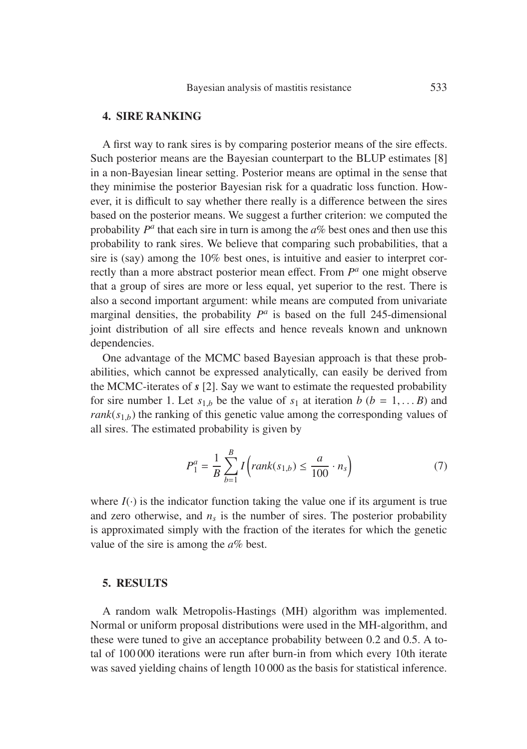## 4. SIRE RANKING

A first way to rank sires is by comparing posterior means of the sire effects. Such posterior means are the Bayesian counterpart to the BLUP estimates [8] in a non-Bayesian linear setting. Posterior means are optimal in the sense that they minimise the posterior Bayesian risk for a quadratic loss function. However, it is difficult to say whether there really is a difference between the sires based on the posterior means. We suggest a further criterion: we computed the probability $P^a$ that each sire in turn is among the $a$% best ones and then use this probability to rank sires. We believe that comparing such probabilities, that a sire is (say) among the 10% best ones, is intuitive and easier to interpret correctly than a more abstract posterior mean effect. From $P^a$ one might observe that a group of sires are more or less equal, yet superior to the rest. There is also a second important argument: while means are computed from univariate marginal densities, the probability $P^a$ is based on the full 245-dimensional joint distribution of all sire effects and hence reveals known and unknown dependencies.

One advantage of the MCMC based Bayesian approach is that these probabilities, which cannot be expressed analytically, can easily be derived from the MCMC-iterates of $\boldsymbol{s}$ [2]. Say we want to estimate the requested probability for sire number 1. Let $s_{1,b}$ be the value of $s_1$ at iteration $b$ ($b = 1, \dots B$) and $rank(s_{1,b})$ the ranking of this genetic value among the corresponding values of all sires. The estimated probability is given by

$$P_1^a = \frac{1}{B} \sum_{b=1}^{B} I\left(rank(s_{1,b}) \leq \frac{a}{100} \cdot n_s\right) \tag{7}$$

where $I(\cdot)$ is the indicator function taking the value one if its argument is true and zero otherwise, and $n_s$ is the number of sires. The posterior probability is approximated simply with the fraction of the iterates for which the genetic value of the sire is among the $a$% best.

## 5. RESULTS

A random walk Metropolis-Hastings (MH) algorithm was implemented. Normal or uniform proposal distributions were used in the MH-algorithm, and these were tuned to give an acceptance probability between 0.2 and 0.5. A total of 100 000 iterations were run after burn-in from which every 10th iterate was saved yielding chains of length 10 000 as the basis for statistical inference.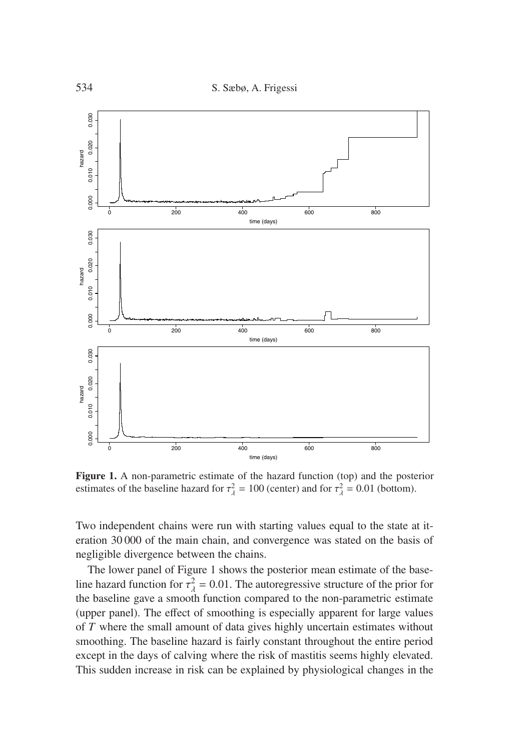**Figure 1.** A non-parametric estimate of the hazard function (top) and the posterior estimates of the baseline hazard for $\tau_\lambda^2 = 100$ (center) and for $\tau_\lambda^2 = 0.01$ (bottom).

Two independent chains were run with starting values equal to the state at iteration 30 000 of the main chain, and convergence was stated on the basis of negligible divergence between the chains.

The lower panel of Figure 1 shows the posterior mean estimate of the baseline hazard function for $\tau_\lambda^2 = 0.01$. The autoregressive structure of the prior for the baseline gave a smooth function compared to the non-parametric estimate (upper panel). The effect of smoothing is especially apparent for large values of $T$ where the small amount of data gives highly uncertain estimates without smoothing. The baseline hazard is fairly constant throughout the entire period except in the days of calving where the risk of mastitis seems highly elevated. This sudden increase in risk can be explained by physiological changes in the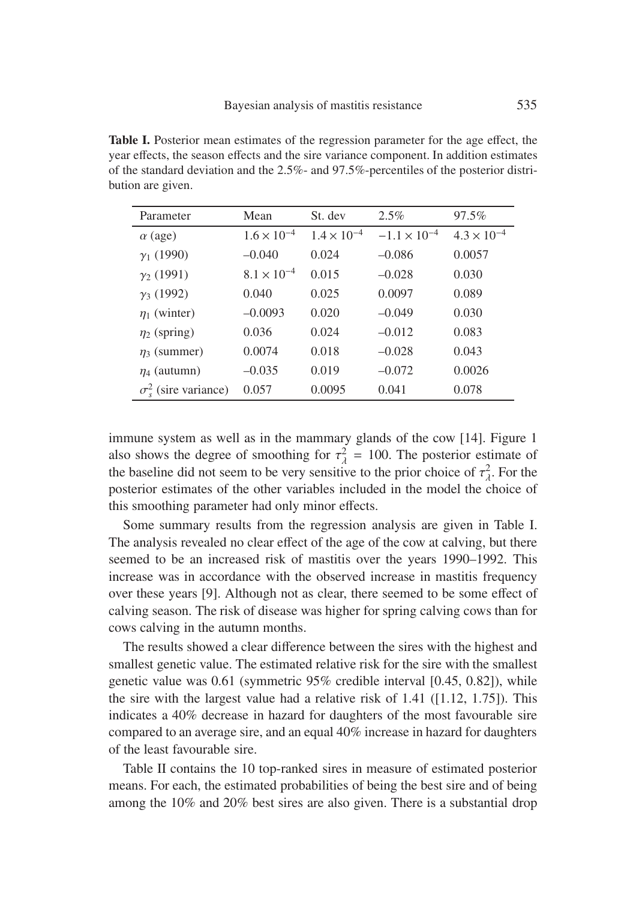**Table I.** Posterior mean estimates of the regression parameter for the age effect, the year effects, the season effects and the sire variance component. In addition estimates of the standard deviation and the 2.5%- and 97.5%-percentiles of the posterior distribution are given.

| Parameter | Mean | St. dev | 2.5% | 97.5% |
|---|---|---|---|---|
| $\alpha$ (age) | $1.6 \times 10^{-4}$ | $1.4 \times 10^{-4}$ | $-1.1 \times 10^{-4}$ | $4.3 \times 10^{-4}$ |
| $\gamma_1$ (1990) | –0.040 | 0.024 | –0.086 | 0.0057 |
| $\gamma_2$ (1991) | $8.1 \times 10^{-4}$ | 0.015 | –0.028 | 0.030 |
| $\gamma_3$ (1992) | 0.040 | 0.025 | 0.0097 | 0.089 |
| $\eta_1$ (winter) | –0.0093 | 0.020 | –0.049 | 0.030 |
| $\eta_2$ (spring) | 0.036 | 0.024 | –0.012 | 0.083 |
| $\eta_3$ (summer) | 0.0074 | 0.018 | –0.028 | 0.043 |
| $\eta_4$ (autumn) | –0.035 | 0.019 | –0.072 | 0.0026 |
| $\sigma_s^2$ (sire variance) | 0.057 | 0.0095 | 0.041 | 0.078 |

immune system as well as in the mammary glands of the cow [14]. Figure 1 also shows the degree of smoothing for $\tau_\lambda^2 = 100$. The posterior estimate of the baseline did not seem to be very sensitive to the prior choice of $\tau_\lambda^2$. For the posterior estimates of the other variables included in the model the choice of this smoothing parameter had only minor effects.

Some summary results from the regression analysis are given in Table I. The analysis revealed no clear effect of the age of the cow at calving, but there seemed to be an increased risk of mastitis over the years 1990–1992. This increase was in accordance with the observed increase in mastitis frequency over these years [9]. Although not as clear, there seemed to be some effect of calving season. The risk of disease was higher for spring calving cows than for cows calving in the autumn months.

The results showed a clear difference between the sires with the highest and smallest genetic value. The estimated relative risk for the sire with the smallest genetic value was 0.61 (symmetric 95% credible interval [0.45, 0.82]), while the sire with the largest value had a relative risk of 1.41 ([1.12, 1.75]). This indicates a 40% decrease in hazard for daughters of the most favourable sire compared to an average sire, and an equal 40% increase in hazard for daughters of the least favourable sire.

Table II contains the 10 top-ranked sires in measure of estimated posterior means. For each, the estimated probabilities of being the best sire and of being among the 10% and 20% best sires are also given. There is a substantial drop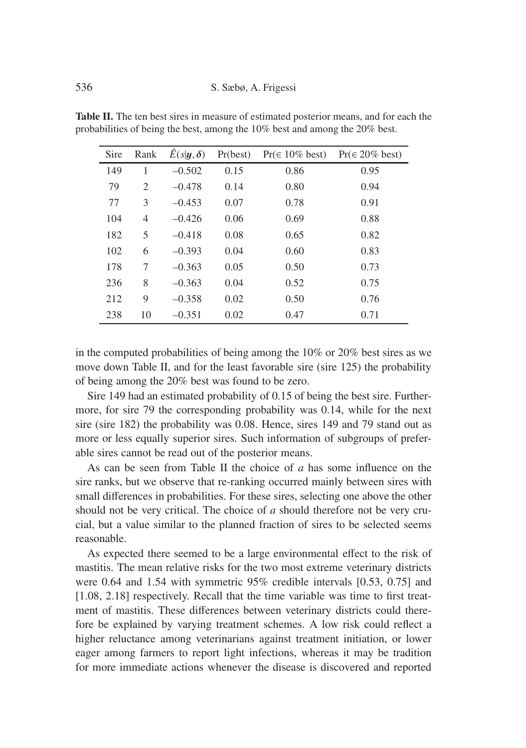**Table II.** The ten best sires in measure of estimated posterior means, and for each the probabilities of being the best, among the 10% best and among the 20% best.

| Sire | Rank | $\hat{E}(s\|\boldsymbol{y}, \boldsymbol{\delta})$ | Pr(best) | Pr($\in$ 10% best) | Pr($\in$ 20% best) |
|---|---|---|---|---|---|
| 149 | 1 | –0.502 | 0.15 | 0.86 | 0.95 |
| 79 | 2 | –0.478 | 0.14 | 0.80 | 0.94 |
| 77 | 3 | –0.453 | 0.07 | 0.78 | 0.91 |
| 104 | 4 | –0.426 | 0.06 | 0.69 | 0.88 |
| 182 | 5 | –0.418 | 0.08 | 0.65 | 0.82 |
| 102 | 6 | –0.393 | 0.04 | 0.60 | 0.83 |
| 178 | 7 | –0.363 | 0.05 | 0.50 | 0.73 |
| 236 | 8 | –0.363 | 0.04 | 0.52 | 0.75 |
| 212 | 9 | –0.358 | 0.02 | 0.50 | 0.76 |
| 238 | 10 | –0.351 | 0.02 | 0.47 | 0.71 |

in the computed probabilities of being among the 10% or 20% best sires as we move down Table II, and for the least favorable sire (sire 125) the probability of being among the 20% best was found to be zero.

Sire 149 had an estimated probability of 0.15 of being the best sire. Furthermore, for sire 79 the corresponding probability was 0.14, while for the next sire (sire 182) the probability was 0.08. Hence, sires 149 and 79 stand out as more or less equally superior sires. Such information of subgroups of preferable sires cannot be read out of the posterior means.

As can be seen from Table II the choice of $a$ has some influence on the sire ranks, but we observe that re-ranking occurred mainly between sires with small differences in probabilities. For these sires, selecting one above the other should not be very critical. The choice of $a$ should therefore not be very crucial, but a value similar to the planned fraction of sires to be selected seems reasonable.

As expected there seemed to be a large environmental effect to the risk of mastitis. The mean relative risks for the two most extreme veterinary districts were 0.64 and 1.54 with symmetric 95% credible intervals [0.53, 0.75] and [1.08, 2.18] respectively. Recall that the time variable was time to first treatment of mastitis. These differences between veterinary districts could therefore be explained by varying treatment schemes. A low risk could reflect a higher reluctance among veterinarians against treatment initiation, or lower eager among farmers to report light infections, whereas it may be tradition for more immediate actions whenever the disease is discovered and reported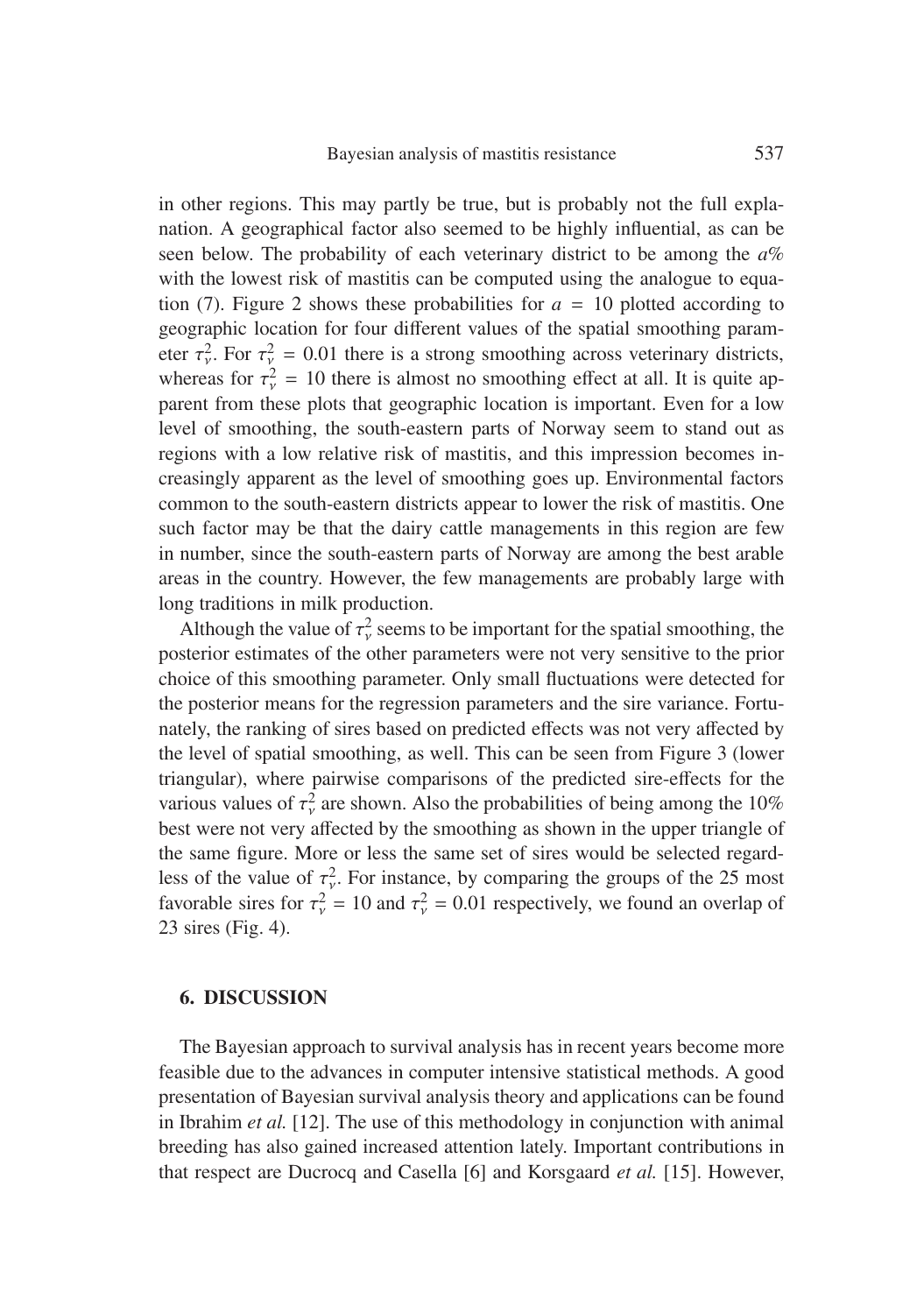in other regions. This may partly be true, but is probably not the full explanation. A geographical factor also seemed to be highly influential, as can be seen below. The probability of each veterinary district to be among the $a$% with the lowest risk of mastitis can be computed using the analogue to equation (7). Figure 2 shows these probabilities for $a = 10$ plotted according to geographic location for four different values of the spatial smoothing parameter $\tau_\nu^2$. For $\tau_\nu^2 = 0.01$ there is a strong smoothing across veterinary districts, whereas for $\tau_\nu^2 = 10$ there is almost no smoothing effect at all. It is quite apparent from these plots that geographic location is important. Even for a low level of smoothing, the south-eastern parts of Norway seem to stand out as regions with a low relative risk of mastitis, and this impression becomes increasingly apparent as the level of smoothing goes up. Environmental factors common to the south-eastern districts appear to lower the risk of mastitis. One such factor may be that the dairy cattle managements in this region are few in number, since the south-eastern parts of Norway are among the best arable areas in the country. However, the few managements are probably large with long traditions in milk production.

Although the value of $\tau_\nu^2$ seems to be important for the spatial smoothing, the posterior estimates of the other parameters were not very sensitive to the prior choice of this smoothing parameter. Only small fluctuations were detected for the posterior means for the regression parameters and the sire variance. Fortunately, the ranking of sires based on predicted effects was not very affected by the level of spatial smoothing, as well. This can be seen from Figure 3 (lower triangular), where pairwise comparisons of the predicted sire-effects for the various values of $\tau_\nu^2$ are shown. Also the probabilities of being among the 10% best were not very affected by the smoothing as shown in the upper triangle of the same figure. More or less the same set of sires would be selected regardless of the value of $\tau_\nu^2$. For instance, by comparing the groups of the 25 most favorable sires for $\tau_\nu^2 = 10$ and $\tau_\nu^2 = 0.01$ respectively, we found an overlap of 23 sires (Fig. 4).

## 6. DISCUSSION

The Bayesian approach to survival analysis has in recent years become more feasible due to the advances in computer intensive statistical methods. A good presentation of Bayesian survival analysis theory and applications can be found in Ibrahim *et al.* [12]. The use of this methodology in conjunction with animal breeding has also gained increased attention lately. Important contributions in that respect are Ducrocq and Casella [6] and Korsgaard *et al.* [15]. However,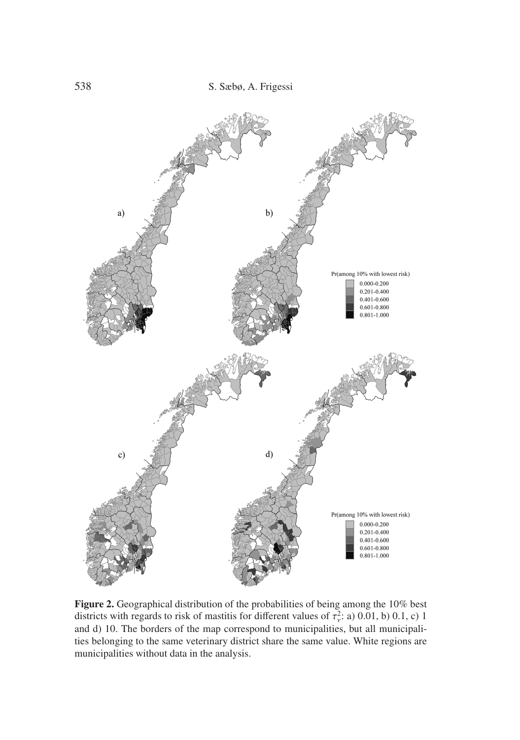**Figure 2.** Geographical distribution of the probabilities of being among the 10% best districts with regards to risk of mastitis for different values of $\tau_\gamma^2$: a) 0.01, b) 0.1, c) 1 and d) 10. The borders of the map correspond to municipalities, but all municipalities belonging to the same veterinary district share the same value. White regions are municipalities without data in the analysis.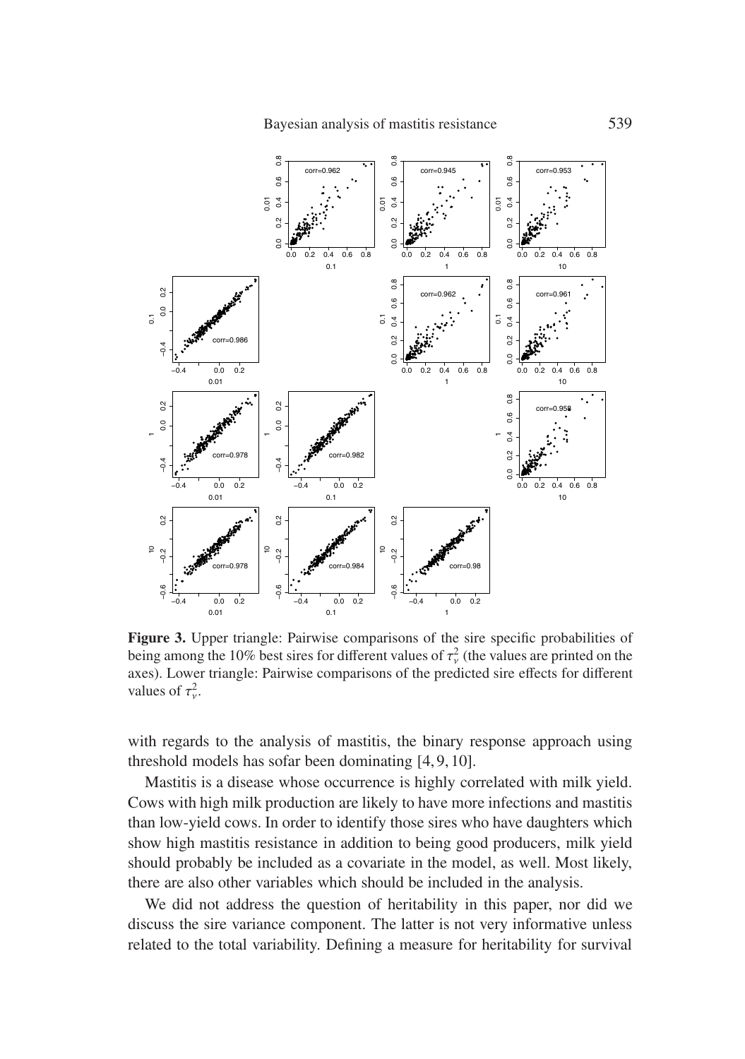**Figure 3.** Upper triangle: Pairwise comparisons of the sire specific probabilities of being among the 10% best sires for different values of $\tau_v^2$ (the values are printed on the axes). Lower triangle: Pairwise comparisons of the predicted sire effects for different values of $\tau_v^2$.

with regards to the analysis of mastitis, the binary response approach using threshold models has sofar been dominating [4, 9, 10].

Mastitis is a disease whose occurrence is highly correlated with milk yield. Cows with high milk production are likely to have more infections and mastitis than low-yield cows. In order to identify those sires who have daughters which show high mastitis resistance in addition to being good producers, milk yield should probably be included as a covariate in the model, as well. Most likely, there are also other variables which should be included in the analysis.

We did not address the question of heritability in this paper, nor did we discuss the sire variance component. The latter is not very informative unless related to the total variability. Defining a measure for heritability for survival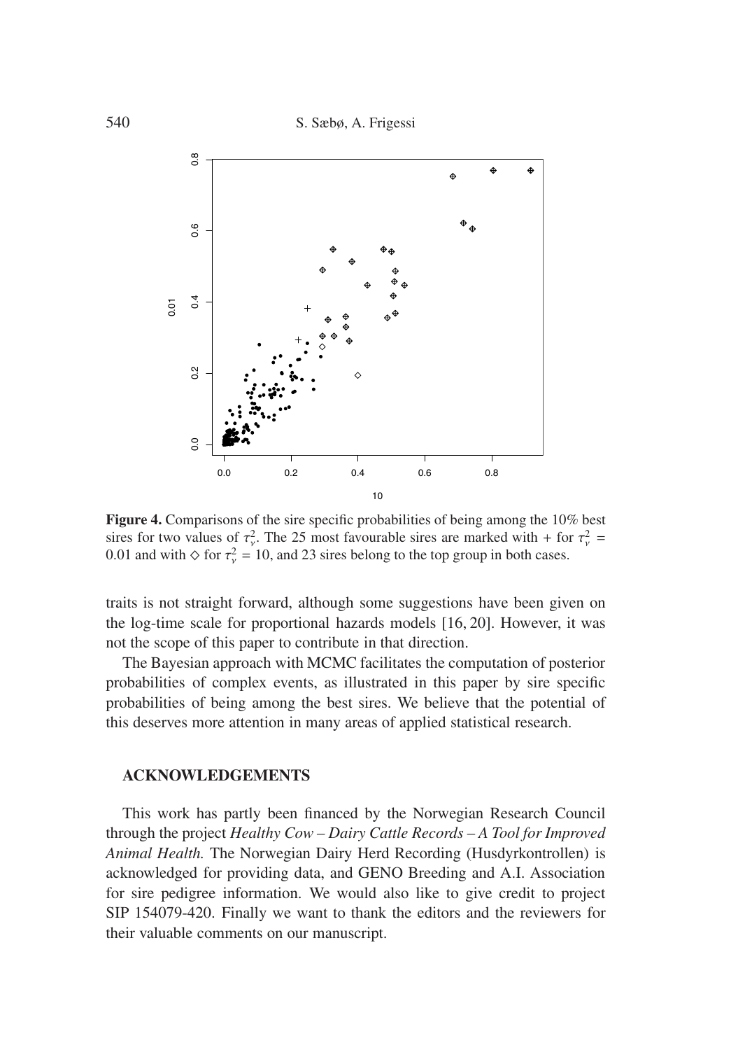**Figure 4.** Comparisons of the sire specific probabilities of being among the 10% best sires for two values of $\tau_\nu^2$. The 25 most favourable sires are marked with + for $\tau_\nu^2 = 0.01$ and with $\diamond$ for $\tau_\nu^2 = 10$, and 23 sires belong to the top group in both cases.

traits is not straight forward, although some suggestions have been given on the log-time scale for proportional hazards models [16, 20]. However, it was not the scope of this paper to contribute in that direction.

The Bayesian approach with MCMC facilitates the computation of posterior probabilities of complex events, as illustrated in this paper by sire specific probabilities of being among the best sires. We believe that the potential of this deserves more attention in many areas of applied statistical research.

## ACKNOWLEDGEMENTS

This work has partly been financed by the Norwegian Research Council through the project *Healthy Cow – Dairy Cattle Records – A Tool for Improved Animal Health.* The Norwegian Dairy Herd Recording (Husdyrkontrollen) is acknowledged for providing data, and GENO Breeding and A.I. Association for sire pedigree information. We would also like to give credit to project SIP 154079-420. Finally we want to thank the editors and the reviewers for their valuable comments on our manuscript.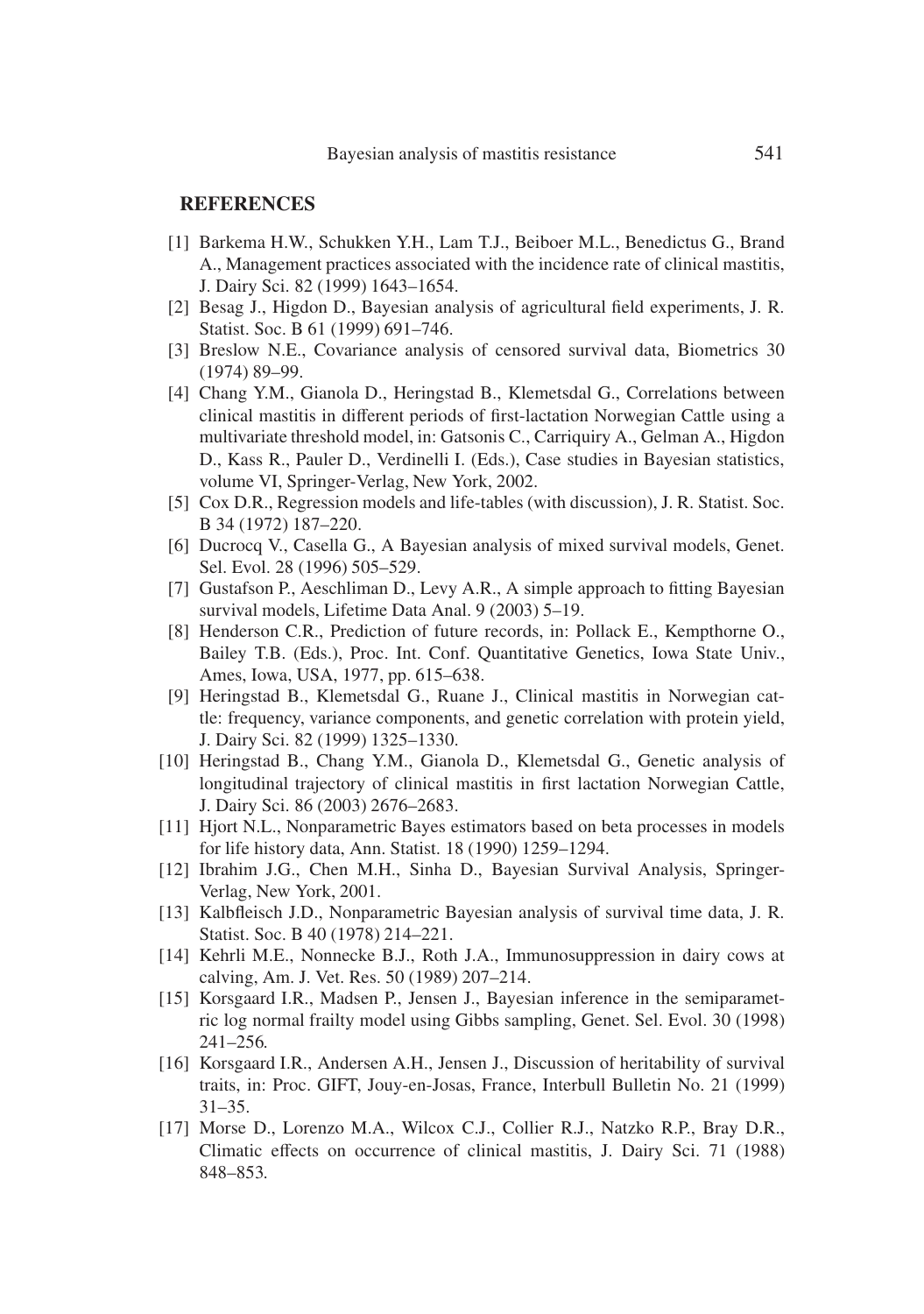## REFERENCES

[1] Barkema H.W., Schukken Y.H., Lam T.J., Beiboer M.L., Benedictus G., Brand A., Management practices associated with the incidence rate of clinical mastitis, J. Dairy Sci. 82 (1999) 1643–1654.

[2] Besag J., Higdon D., Bayesian analysis of agricultural field experiments, J. R. Statist. Soc. B 61 (1999) 691–746.

[3] Breslow N.E., Covariance analysis of censored survival data, Biometrics 30 (1974) 89–99.

[4] Chang Y.M., Gianola D., Heringstad B., Klemetsdal G., Correlations between clinical mastitis in different periods of first-lactation Norwegian Cattle using a multivariate threshold model, in: Gatsonis C., Carriquiry A., Gelman A., Higdon D., Kass R., Pauler D., Verdinelli I. (Eds.), Case studies in Bayesian statistics, volume VI, Springer-Verlag, New York, 2002.

[5] Cox D.R., Regression models and life-tables (with discussion), J. R. Statist. Soc. B 34 (1972) 187–220.

[6] Ducrocq V., Casella G., A Bayesian analysis of mixed survival models, Genet. Sel. Evol. 28 (1996) 505–529.

[7] Gustafson P., Aeschliman D., Levy A.R., A simple approach to fitting Bayesian survival models, Lifetime Data Anal. 9 (2003) 5–19.

[8] Henderson C.R., Prediction of future records, in: Pollack E., Kempthorne O., Bailey T.B. (Eds.), Proc. Int. Conf. Quantitative Genetics, Iowa State Univ., Ames, Iowa, USA, 1977, pp. 615–638.

[9] Heringstad B., Klemetsdal G., Ruane J., Clinical mastitis in Norwegian cattle: frequency, variance components, and genetic correlation with protein yield, J. Dairy Sci. 82 (1999) 1325–1330.

[10] Heringstad B., Chang Y.M., Gianola D., Klemetsdal G., Genetic analysis of longitudinal trajectory of clinical mastitis in first lactation Norwegian Cattle, J. Dairy Sci. 86 (2003) 2676–2683.

[11] Hjort N.L., Nonparametric Bayes estimators based on beta processes in models for life history data, Ann. Statist. 18 (1990) 1259–1294.

[12] Ibrahim J.G., Chen M.H., Sinha D., Bayesian Survival Analysis, Springer-Verlag, New York, 2001.

[13] Kalbfleisch J.D., Nonparametric Bayesian analysis of survival time data, J. R. Statist. Soc. B 40 (1978) 214–221.

[14] Kehrli M.E., Nonnecke B.J., Roth J.A., Immunosuppression in dairy cows at calving, Am. J. Vet. Res. 50 (1989) 207–214.

[15] Korsgaard I.R., Madsen P., Jensen J., Bayesian inference in the semiparametric log normal frailty model using Gibbs sampling, Genet. Sel. Evol. 30 (1998) 241–256.

[16] Korsgaard I.R., Andersen A.H., Jensen J., Discussion of heritability of survival traits, in: Proc. GIFT, Jouy-en-Josas, France, Interbull Bulletin No. 21 (1999) 31–35.

[17] Morse D., Lorenzo M.A., Wilcox C.J., Collier R.J., Natzko R.P., Bray D.R., Climatic effects on occurrence of clinical mastitis, J. Dairy Sci. 71 (1988) 848–853.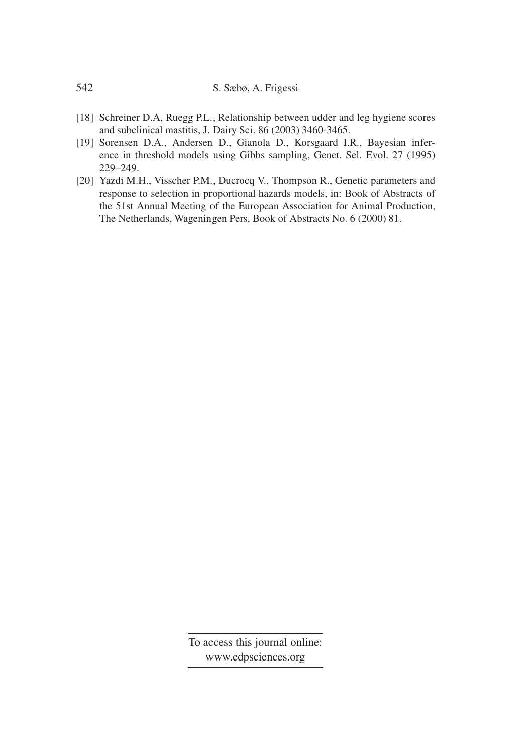[18] Schreiner D.A, Ruegg P.L., Relationship between udder and leg hygiene scores and subclinical mastitis, J. Dairy Sci. 86 (2003) 3460-3465.

[19] Sorensen D.A., Andersen D., Gianola D., Korsgaard I.R., Bayesian inference in threshold models using Gibbs sampling, Genet. Sel. Evol. 27 (1995) 229–249.

[20] Yazdi M.H., Visscher P.M., Ducrocq V., Thompson R., Genetic parameters and response to selection in proportional hazards models, in: Book of Abstracts of the 51st Annual Meeting of the European Association for Animal Production, The Netherlands, Wageningen Pers, Book of Abstracts No. 6 (2000) 81.

To access this journal online:
www.edpsciences.org